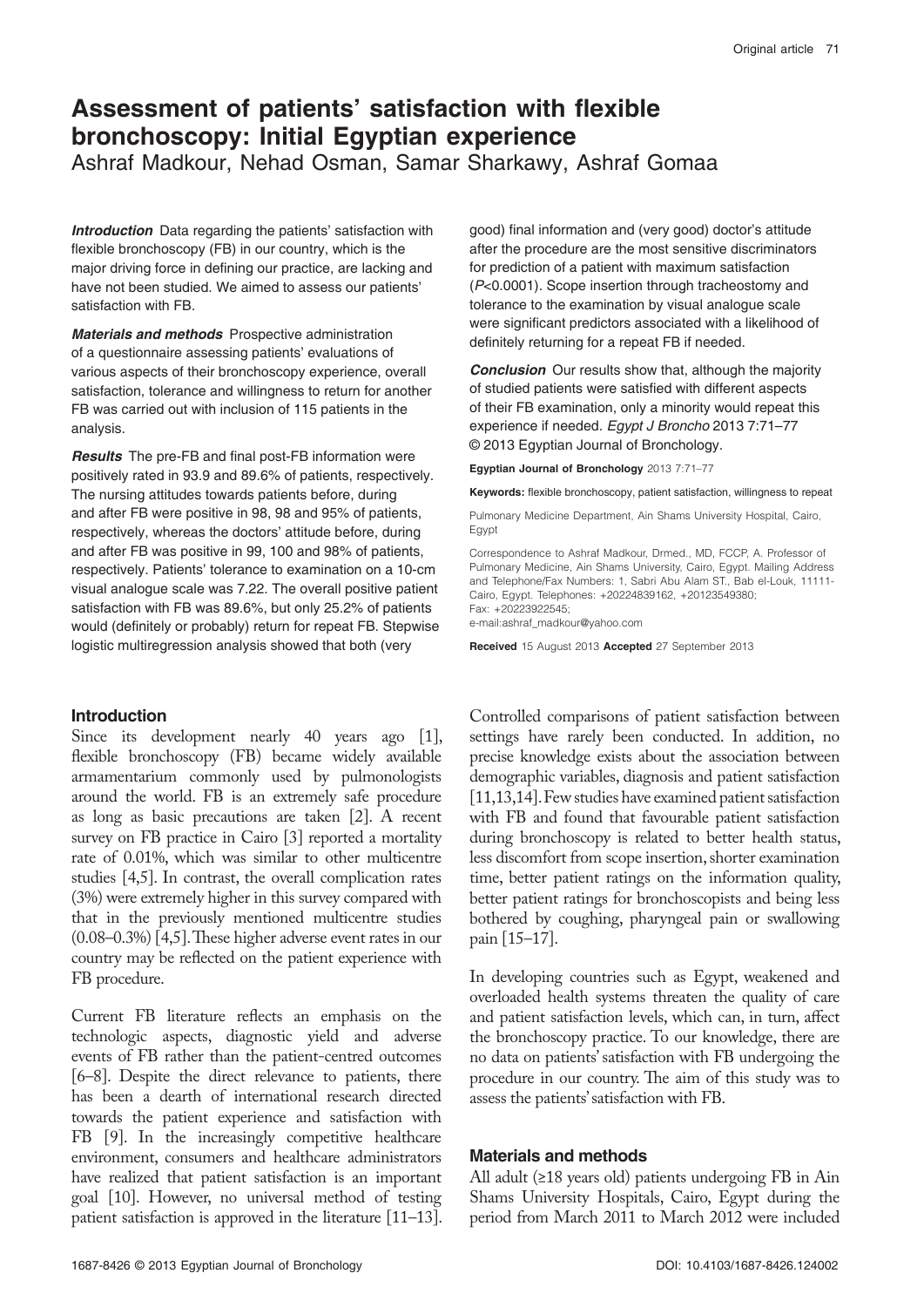# Assessment of patients' satisfaction with flexible bronchoscopy: Initial Egyptian experience

Ashraf Madkour, Nehad Osman, Samar Sharkawy, Ashraf Gomaa

***Introduction*** Data regarding the patients' satisfaction with flexible bronchoscopy (FB) in our country, which is the major driving force in defining our practice, are lacking and have not been studied. We aimed to assess our patients' satisfaction with FB.

***Materials and methods*** Prospective administration of a questionnaire assessing patients' evaluations of various aspects of their bronchoscopy experience, overall satisfaction, tolerance and willingness to return for another FB was carried out with inclusion of 115 patients in the analysis.

***Results*** The pre-FB and final post-FB information were positively rated in 93.9 and 89.6% of patients, respectively. The nursing attitudes towards patients before, during and after FB were positive in 98, 98 and 95% of patients, respectively, whereas the doctors' attitude before, during and after FB was positive in 99, 100 and 98% of patients, respectively. Patients' tolerance to examination on a 10-cm visual analogue scale was 7.22. The overall positive patient satisfaction with FB was 89.6%, but only 25.2% of patients would (definitely or probably) return for repeat FB. Stepwise logistic multiregression analysis showed that both (very good) final information and (very good) doctor's attitude after the procedure are the most sensitive discriminators for prediction of a patient with maximum satisfaction ($P$<0.0001). Scope insertion through tracheostomy and tolerance to the examination by visual analogue scale were significant predictors associated with a likelihood of definitely returning for a repeat FB if needed.

***Conclusion*** Our results show that, although the majority of studied patients were satisfied with different aspects of their FB examination, only a minority would repeat this experience if needed. *Egypt J Broncho* 2013 7:71–77
© 2013 Egyptian Journal of Bronchology.

**Egyptian Journal of Bronchology** 2013 7:71–77

**Keywords:** flexible bronchoscopy, patient satisfaction, willingness to repeat

Pulmonary Medicine Department, Ain Shams University Hospital, Cairo, Egypt

Correspondence to Ashraf Madkour, Drmed., MD, FCCP, A. Professor of Pulmonary Medicine, Ain Shams University, Cairo, Egypt. Mailing Address and Telephone/Fax Numbers: 1, Sabri Abu Alam ST., Bab el-Louk, 11111-Cairo, Egypt. Telephones: +20224839162, +20123549380; Fax: +20223922545; e-mail:ashraf_madkour@yahoo.com

**Received** 15 August 2013 **Accepted** 27 September 2013

## Introduction

Since its development nearly 40 years ago [1], flexible bronchoscopy (FB) became widely available armamentarium commonly used by pulmonologists around the world. FB is an extremely safe procedure as long as basic precautions are taken [2]. A recent survey on FB practice in Cairo [3] reported a mortality rate of 0.01%, which was similar to other multicentre studies [4,5]. In contrast, the overall complication rates (3%) were extremely higher in this survey compared with that in the previously mentioned multicentre studies (0.08–0.3%) [4,5]. These higher adverse event rates in our country may be reflected on the patient experience with FB procedure.

Current FB literature reflects an emphasis on the technologic aspects, diagnostic yield and adverse events of FB rather than the patient-centred outcomes [6–8]. Despite the direct relevance to patients, there has been a dearth of international research directed towards the patient experience and satisfaction with FB [9]. In the increasingly competitive healthcare environment, consumers and healthcare administrators have realized that patient satisfaction is an important goal [10]. However, no universal method of testing patient satisfaction is approved in the literature [11–13]. Controlled comparisons of patient satisfaction between settings have rarely been conducted. In addition, no precise knowledge exists about the association between demographic variables, diagnosis and patient satisfaction [11,13,14]. Few studies have examined patient satisfaction with FB and found that favourable patient satisfaction during bronchoscopy is related to better health status, less discomfort from scope insertion, shorter examination time, better patient ratings on the information quality, better patient ratings for bronchoscopists and being less bothered by coughing, pharyngeal pain or swallowing pain [15–17].

In developing countries such as Egypt, weakened and overloaded health systems threaten the quality of care and patient satisfaction levels, which can, in turn, affect the bronchoscopy practice. To our knowledge, there are no data on patients' satisfaction with FB undergoing the procedure in our country. The aim of this study was to assess the patients' satisfaction with FB.

## Materials and methods

All adult (≥18 years old) patients undergoing FB in Ain Shams University Hospitals, Cairo, Egypt during the period from March 2011 to March 2012 were included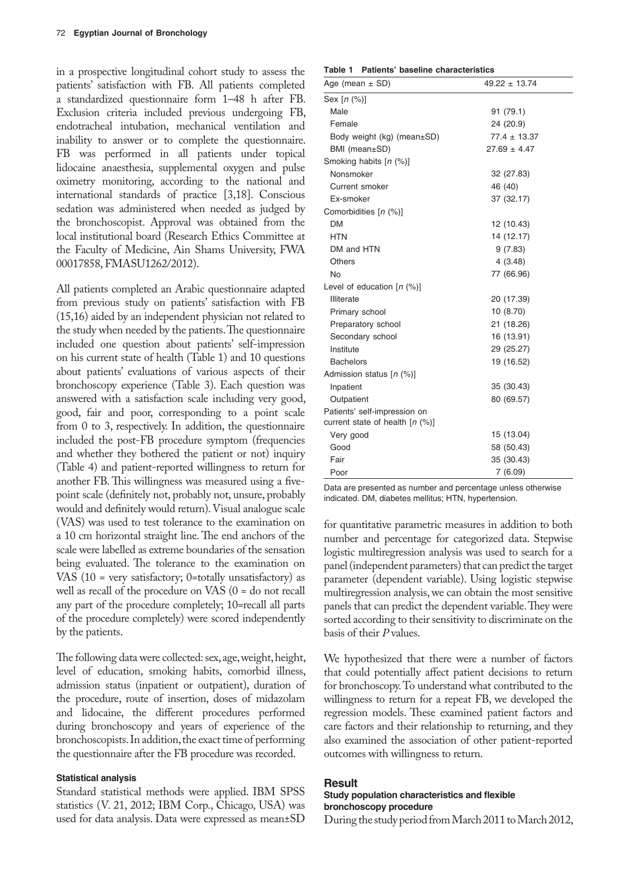in a prospective longitudinal cohort study to assess the patients' satisfaction with FB. All patients completed a standardized questionnaire form 1–48 h after FB. Exclusion criteria included previous undergoing FB, endotracheal intubation, mechanical ventilation and inability to answer or to complete the questionnaire. FB was performed in all patients under topical lidocaine anaesthesia, supplemental oxygen and pulse oximetry monitoring, according to the national and international standards of practice [3,18]. Conscious sedation was administered when needed as judged by the bronchoscopist. Approval was obtained from the local institutional board (Research Ethics Committee at the Faculty of Medicine, Ain Shams University, FWA 00017858, FMASU1262/2012).

All patients completed an Arabic questionnaire adapted from previous study on patients' satisfaction with FB (15,16) aided by an independent physician not related to the study when needed by the patients. The questionnaire included one question about patients' self-impression on his current state of health (Table 1) and 10 questions about patients' evaluations of various aspects of their bronchoscopy experience (Table 3). Each question was answered with a satisfaction scale including very good, good, fair and poor, corresponding to a point scale from 0 to 3, respectively. In addition, the questionnaire included the post-FB procedure symptom (frequencies and whether they bothered the patient or not) inquiry (Table 4) and patient-reported willingness to return for another FB. This willingness was measured using a five-point scale (definitely not, probably not, unsure, probably would and definitely would return). Visual analogue scale (VAS) was used to test tolerance to the examination on a 10 cm horizontal straight line. The end anchors of the scale were labelled as extreme boundaries of the sensation being evaluated. The tolerance to the examination on VAS (10 = very satisfactory; 0=totally unsatisfactory) as well as recall of the procedure on VAS (0 = do not recall any part of the procedure completely; 10=recall all parts of the procedure completely) were scored independently by the patients.

The following data were collected: sex, age, weight, height, level of education, smoking habits, comorbid illness, admission status (inpatient or outpatient), duration of the procedure, route of insertion, doses of midazolam and lidocaine, the different procedures performed during bronchoscopy and years of experience of the bronchoscopists. In addition, the exact time of performing the questionnaire after the FB procedure was recorded.

### Statistical analysis

Standard statistical methods were applied. IBM SPSS statistics (V. 21, 2012; IBM Corp., Chicago, USA) was used for data analysis. Data were expressed as mean±SD for quantitative parametric measures in addition to both number and percentage for categorized data. Stepwise logistic multiregression analysis was used to search for a panel (independent parameters) that can predict the target parameter (dependent variable). Using logistic stepwise multiregression analysis, we can obtain the most sensitive panels that can predict the dependent variable. They were sorted according to their sensitivity to discriminate on the basis of their *P* values.

We hypothesized that there were a number of factors that could potentially affect patient decisions to return for bronchoscopy. To understand what contributed to the willingness to return for a repeat FB, we developed the regression models. These examined patient factors and care factors and their relationship to returning, and they also examined the association of other patient-reported outcomes with willingness to return.

**Table 1 Patients' baseline characteristics**

| | |
|---|---|
| Age (mean ± SD) | 49.22 ± 13.74 |
| Sex [*n* (%)] | |
| Male | 91 (79.1) |
| Female | 24 (20.9) |
| Body weight (kg) (mean±SD) | 77.4 ± 13.37 |
| BMI (mean±SD) | 27.69 ± 4.47 |
| Smoking habits [*n* (%)] | |
| Nonsmoker | 32 (27.83) |
| Current smoker | 46 (40) |
| Ex-smoker | 37 (32.17) |
| Comorbidities [*n* (%)] | |
| DM | 12 (10.43) |
| HTN | 14 (12.17) |
| DM and HTN | 9 (7.83) |
| Others | 4 (3.48) |
| No | 77 (66.96) |
| Level of education [*n* (%)] | |
| Illiterate | 20 (17.39) |
| Primary school | 10 (8.70) |
| Preparatory school | 21 (18.26) |
| Secondary school | 16 (13.91) |
| Institute | 29 (25.27) |
| Bachelors | 19 (16.52) |
| Admission status [*n* (%)] | |
| Inpatient | 35 (30.43) |
| Outpatient | 80 (69.57) |
| Patients' self-impression on current state of health [*n* (%)] | |
| Very good | 15 (13.04) |
| Good | 58 (50.43) |
| Fair | 35 (30.43) |
| Poor | 7 (6.09) |

Data are presented as number and percentage unless otherwise indicated. DM, diabetes mellitus; HTN, hypertension.

## Result

### Study population characteristics and flexible bronchoscopy procedure

During the study period from March 2011 to March 2012,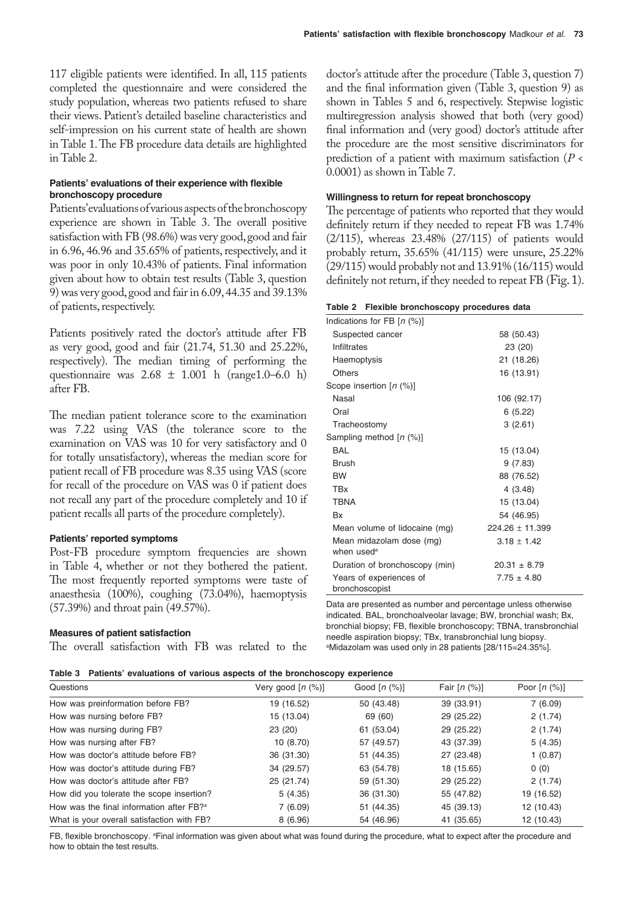117 eligible patients were identified. In all, 115 patients completed the questionnaire and were considered the study population, whereas two patients refused to share their views. Patient's detailed baseline characteristics and self-impression on his current state of health are shown in Table 1. The FB procedure data details are highlighted in Table 2.

### Patients' evaluations of their experience with flexible bronchoscopy procedure

Patients' evaluations of various aspects of the bronchoscopy experience are shown in Table 3. The overall positive satisfaction with FB (98.6%) was very good, good and fair in 6.96, 46.96 and 35.65% of patients, respectively, and it was poor in only 10.43% of patients. Final information given about how to obtain test results (Table 3, question 9) was very good, good and fair in 6.09, 44.35 and 39.13% of patients, respectively.

Patients positively rated the doctor's attitude after FB as very good, good and fair (21.74, 51.30 and 25.22%, respectively). The median timing of performing the questionnaire was 2.68 ± 1.001 h (range1.0–6.0 h) after FB.

The median patient tolerance score to the examination was 7.22 using VAS (the tolerance score to the examination on VAS was 10 for very satisfactory and 0 for totally unsatisfactory), whereas the median score for patient recall of FB procedure was 8.35 using VAS (score for recall of the procedure on VAS was 0 if patient does not recall any part of the procedure completely and 10 if patient recalls all parts of the procedure completely).

### Patients' reported symptoms

Post-FB procedure symptom frequencies are shown in Table 4, whether or not they bothered the patient. The most frequently reported symptoms were taste of anaesthesia (100%), coughing (73.04%), haemoptysis (57.39%) and throat pain (49.57%).

### Measures of patient satisfaction

The overall satisfaction with FB was related to the doctor's attitude after the procedure (Table 3, question 7) and the final information given (Table 3, question 9) as shown in Tables 5 and 6, respectively. Stepwise logistic multiregression analysis showed that both (very good) final information and (very good) doctor's attitude after the procedure are the most sensitive discriminators for prediction of a patient with maximum satisfaction ($P < 0.0001$) as shown in Table 7.

### Willingness to return for repeat bronchoscopy

The percentage of patients who reported that they would definitely return if they needed to repeat FB was 1.74% (2/115), whereas 23.48% (27/115) of patients would probably return, 35.65% (41/115) were unsure, 25.22% (29/115) would probably not and 13.91% (16/115) would definitely not return, if they needed to repeat FB (Fig. 1).

**Table 2 Flexible bronchoscopy procedures data**

| | |
|---|---|
| Indications for FB [n (%)] | |
| Suspected cancer | 58 (50.43) |
| Infiltrates | 23 (20) |
| Haemoptysis | 21 (18.26) |
| Others | 16 (13.91) |
| Scope insertion [n (%)] | |
| Nasal | 106 (92.17) |
| Oral | 6 (5.22) |
| Tracheostomy | 3 (2.61) |
| Sampling method [n (%)] | |
| BAL | 15 (13.04) |
| Brush | 9 (7.83) |
| BW | 88 (76.52) |
| TBx | 4 (3.48) |
| TBNA | 15 (13.04) |
| Bx | 54 (46.95) |
| Mean volume of lidocaine (mg) | 224.26 ± 11.399 |
| Mean midazolam dose (mg) when used[a] | 3.18 ± 1.42 |
| Duration of bronchoscopy (min) | 20.31 ± 8.79 |
| Years of experiences of bronchoscopist | 7.75 ± 4.80 |

Data are presented as number and percentage unless otherwise indicated. BAL, bronchoalveolar lavage; BW, bronchial wash; Bx, bronchial biopsy; FB, flexible bronchoscopy; TBNA, transbronchial needle aspiration biopsy; TBx, transbronchial lung biopsy.
[a]Midazolam was used only in 28 patients [28/115=24.35%].

**Table 3 Patients' evaluations of various aspects of the bronchoscopy experience**

| Questions | Very good [n (%)] | Good [n (%)] | Fair [n (%)] | Poor [n (%)] |
|---|---|---|---|---|
| How was preinformation before FB? | 19 (16.52) | 50 (43.48) | 39 (33.91) | 7 (6.09) |
| How was nursing before FB? | 15 (13.04) | 69 (60) | 29 (25.22) | 2 (1.74) |
| How was nursing during FB? | 23 (20) | 61 (53.04) | 29 (25.22) | 2 (1.74) |
| How was nursing after FB? | 10 (8.70) | 57 (49.57) | 43 (37.39) | 5 (4.35) |
| How was doctor's attitude before FB? | 36 (31.30) | 51 (44.35) | 27 (23.48) | 1 (0.87) |
| How was doctor's attitude during FB? | 34 (29.57) | 63 (54.78) | 18 (15.65) | 0 (0) |
| How was doctor's attitude after FB? | 25 (21.74) | 59 (51.30) | 29 (25.22) | 2 (1.74) |
| How did you tolerate the scope insertion? | 5 (4.35) | 36 (31.30) | 55 (47.82) | 19 (16.52) |
| How was the final information after FB?[a] | 7 (6.09) | 51 (44.35) | 45 (39.13) | 12 (10.43) |
| What is your overall satisfaction with FB? | 8 (6.96) | 54 (46.96) | 41 (35.65) | 12 (10.43) |

FB, flexible bronchoscopy. [a]Final information was given about what was found during the procedure, what to expect after the procedure and how to obtain the test results.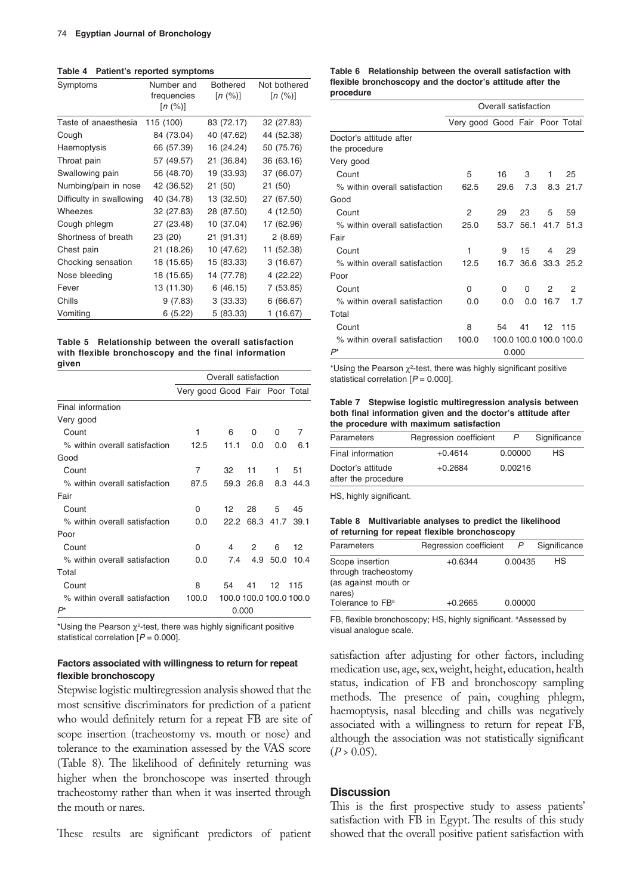**Table 4 Patient's reported symptoms**

| Symptoms | Number and frequencies [n (%)] | Bothered [n (%)] | Not bothered [n (%)] |
|---|---|---|---|
| Taste of anaesthesia | 115 (100) | 83 (72.17) | 32 (27.83) |
| Cough | 84 (73.04) | 40 (47.62) | 44 (52.38) |
| Haemoptysis | 66 (57.39) | 16 (24.24) | 50 (75.76) |
| Throat pain | 57 (49.57) | 21 (36.84) | 36 (63.16) |
| Swallowing pain | 56 (48.70) | 19 (33.93) | 37 (66.07) |
| Numbing/pain in nose | 42 (36.52) | 21 (50) | 21 (50) |
| Difficulty in swallowing | 40 (34.78) | 13 (32.50) | 27 (67.50) |
| Wheezes | 32 (27.83) | 28 (87.50) | 4 (12.50) |
| Cough phlegm | 27 (23.48) | 10 (37.04) | 17 (62.96) |
| Shortness of breath | 23 (20) | 21 (91.31) | 2 (8.69) |
| Chest pain | 21 (18.26) | 10 (47.62) | 11 (52.38) |
| Chocking sensation | 18 (15.65) | 15 (83.33) | 3 (16.67) |
| Nose bleeding | 18 (15.65) | 14 (77.78) | 4 (22.22) |
| Fever | 13 (11.30) | 6 (46.15) | 7 (53.85) |
| Chills | 9 (7.83) | 3 (33.33) | 6 (66.67) |
| Vomiting | 6 (5.22) | 5 (83.33) | 1 (16.67) |

**Table 5 Relationship between the overall satisfaction with flexible bronchoscopy and the final information given**

| | Overall satisfaction | | | | |
|---|---|---|---|---|---|
| | Very good | Good | Fair | Poor | Total |
| Final information | | | | | |
| Very good | | | | | |
| Count | 1 | 6 | 0 | 0 | 7 |
| % within overall satisfaction | 12.5 | 11.1 | 0.0 | 0.0 | 6.1 |
| Good | | | | | |
| Count | 7 | 32 | 11 | 1 | 51 |
| % within overall satisfaction | 87.5 | 59.3 | 26.8 | 8.3 | 44.3 |
| Fair | | | | | |
| Count | 0 | 12 | 28 | 5 | 45 |
| % within overall satisfaction | 0.0 | 22.2 | 68.3 | 41.7 | 39.1 |
| Poor | | | | | |
| Count | 0 | 4 | 2 | 6 | 12 |
| % within overall satisfaction | 0.0 | 7.4 | 4.9 | 50.0 | 10.4 |
| Total | | | | | |
| Count | 8 | 54 | 41 | 12 | 115 |
| % within overall satisfaction | 100.0 | 100.0 | 100.0 | 100.0 | 100.0 |
| P* | | | 0.000 | | |

*Using the Pearson $\chi^2$-test, there was highly significant positive statistical correlation [$P = 0.000$].

### Factors associated with willingness to return for repeat flexible bronchoscopy

Stepwise logistic multiregression analysis showed that the most sensitive discriminators for prediction of a patient who would definitely return for a repeat FB are site of scope insertion (tracheostomy vs. mouth or nose) and tolerance to the examination assessed by the VAS score (Table 8). The likelihood of definitely returning was higher when the bronchoscope was inserted through tracheostomy rather than when it was inserted through the mouth or nares.

These results are significant predictors of patient satisfaction after adjusting for other factors, including medication use, age, sex, weight, height, education, health status, indication of FB and bronchoscopy sampling methods. The presence of pain, coughing phlegm, haemoptysis, nasal bleeding and chills was negatively associated with a willingness to return for repeat FB, although the association was not statistically significant ($P > 0.05$).

**Table 6 Relationship between the overall satisfaction with flexible bronchoscopy and the doctor's attitude after the procedure**

| | Overall satisfaction | | | | |
|---|---|---|---|---|---|
| | Very good | Good | Fair | Poor | Total |
| Doctor's attitude after the procedure | | | | | |
| Very good | | | | | |
| Count | 5 | 16 | 3 | 1 | 25 |
| % within overall satisfaction | 62.5 | 29.6 | 7.3 | 8.3 | 21.7 |
| Good | | | | | |
| Count | 2 | 29 | 23 | 5 | 59 |
| % within overall satisfaction | 25.0 | 53.7 | 56.1 | 41.7 | 51.3 |
| Fair | | | | | |
| Count | 1 | 9 | 15 | 4 | 29 |
| % within overall satisfaction | 12.5 | 16.7 | 36.6 | 33.3 | 25.2 |
| Poor | | | | | |
| Count | 0 | 0 | 0 | 2 | 2 |
| % within overall satisfaction | 0.0 | 0.0 | 0.0 | 16.7 | 1.7 |
| Total | | | | | |
| Count | 8 | 54 | 41 | 12 | 115 |
| % within overall satisfaction | 100.0 | 100.0 | 100.0 | 100.0 | 100.0 |
| P* | | | 0.000 | | |

*Using the Pearson $\chi^2$-test, there was highly significant positive statistical correlation [$P = 0.000$].

**Table 7 Stepwise logistic multiregression analysis between both final information given and the doctor's attitude after the procedure with maximum satisfaction**

| Parameters | Regression coefficient | P | Significance |
|---|---|---|---|
| Final information | +0.4614 | 0.00000 | HS |
| Doctor's attitude after the procedure | +0.2684 | 0.00216 | |

HS, highly significant.

**Table 8 Multivariable analyses to predict the likelihood of returning for repeat flexible bronchoscopy**

| Parameters | Regression coefficient | P | Significance |
|---|---|---|---|
| Scope insertion through tracheostomy (as against mouth or nares) | +0.6344 | 0.00435 | HS |
| Tolerance to FB[a] | +0.2665 | 0.00000 | |

FB, flexible bronchoscopy; HS, highly significant. [a]Assessed by visual analogue scale.

## Discussion

This is the first prospective study to assess patients' satisfaction with FB in Egypt. The results of this study showed that the overall positive patient satisfaction with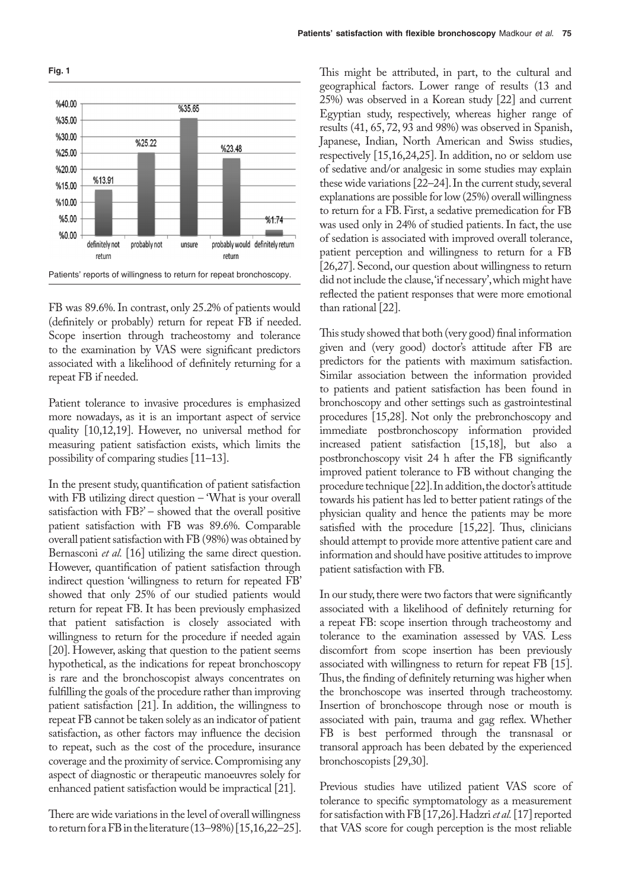**Fig. 1**

| Response | Percentage |
|---|---|
| definitely not return | %13.91 |
| probably not | %25.22 |
| unsure | %35.65 |
| probably would return | %23.48 |
| definitely return | %1.74 |

Patients' reports of willingness to return for repeat bronchoscopy.

FB was 89.6%. In contrast, only 25.2% of patients would (definitely or probably) return for repeat FB if needed. Scope insertion through tracheostomy and tolerance to the examination by VAS were significant predictors associated with a likelihood of definitely returning for a repeat FB if needed.

Patient tolerance to invasive procedures is emphasized more nowadays, as it is an important aspect of service quality [10,12,19]. However, no universal method for measuring patient satisfaction exists, which limits the possibility of comparing studies [11–13].

In the present study, quantification of patient satisfaction with FB utilizing direct question – 'What is your overall satisfaction with FB?' – showed that the overall positive patient satisfaction with FB was 89.6%. Comparable overall patient satisfaction with FB (98%) was obtained by Bernasconi *et al.* [16] utilizing the same direct question. However, quantification of patient satisfaction through indirect question 'willingness to return for repeated FB' showed that only 25% of our studied patients would return for repeat FB. It has been previously emphasized that patient satisfaction is closely associated with willingness to return for the procedure if needed again [20]. However, asking that question to the patient seems hypothetical, as the indications for repeat bronchoscopy is rare and the bronchoscopist always concentrates on fulfilling the goals of the procedure rather than improving patient satisfaction [21]. In addition, the willingness to repeat FB cannot be taken solely as an indicator of patient satisfaction, as other factors may influence the decision to repeat, such as the cost of the procedure, insurance coverage and the proximity of service. Compromising any aspect of diagnostic or therapeutic manoeuvres solely for enhanced patient satisfaction would be impractical [21].

There are wide variations in the level of overall willingness to return for a FB in the literature (13–98%) [15,16,22–25]. This might be attributed, in part, to the cultural and geographical factors. Lower range of results (13 and 25%) was observed in a Korean study [22] and current Egyptian study, respectively, whereas higher range of results (41, 65, 72, 93 and 98%) was observed in Spanish, Japanese, Indian, North American and Swiss studies, respectively [15,16,24,25]. In addition, no or seldom use of sedative and/or analgesic in some studies may explain these wide variations [22–24]. In the current study, several explanations are possible for low (25%) overall willingness to return for a FB. First, a sedative premedication for FB was used only in 24% of studied patients. In fact, the use of sedation is associated with improved overall tolerance, patient perception and willingness to return for a FB [26,27]. Second, our question about willingness to return did not include the clause, 'if necessary', which might have reflected the patient responses that were more emotional than rational [22].

This study showed that both (very good) final information given and (very good) doctor's attitude after FB are predictors for the patients with maximum satisfaction. Similar association between the information provided to patients and patient satisfaction has been found in bronchoscopy and other settings such as gastrointestinal procedures [15,28]. Not only the prebronchoscopy and immediate postbronchoscopy information provided increased patient satisfaction [15,18], but also a postbronchoscopy visit 24 h after the FB significantly improved patient tolerance to FB without changing the procedure technique [22]. In addition, the doctor's attitude towards his patient has led to better patient ratings of the physician quality and hence the patients may be more satisfied with the procedure [15,22]. Thus, clinicians should attempt to provide more attentive patient care and information and should have positive attitudes to improve patient satisfaction with FB.

In our study, there were two factors that were significantly associated with a likelihood of definitely returning for a repeat FB: scope insertion through tracheostomy and tolerance to the examination assessed by VAS. Less discomfort from scope insertion has been previously associated with willingness to return for repeat FB [15]. Thus, the finding of definitely returning was higher when the bronchoscope was inserted through tracheostomy. Insertion of bronchoscope through nose or mouth is associated with pain, trauma and gag reflex. Whether FB is best performed through the transnasal or transoral approach has been debated by the experienced bronchoscopists [29,30].

Previous studies have utilized patient VAS score of tolerance to specific symptomatology as a measurement for satisfaction with FB [17,26]. Hadzri *et al.* [17] reported that VAS score for cough perception is the most reliable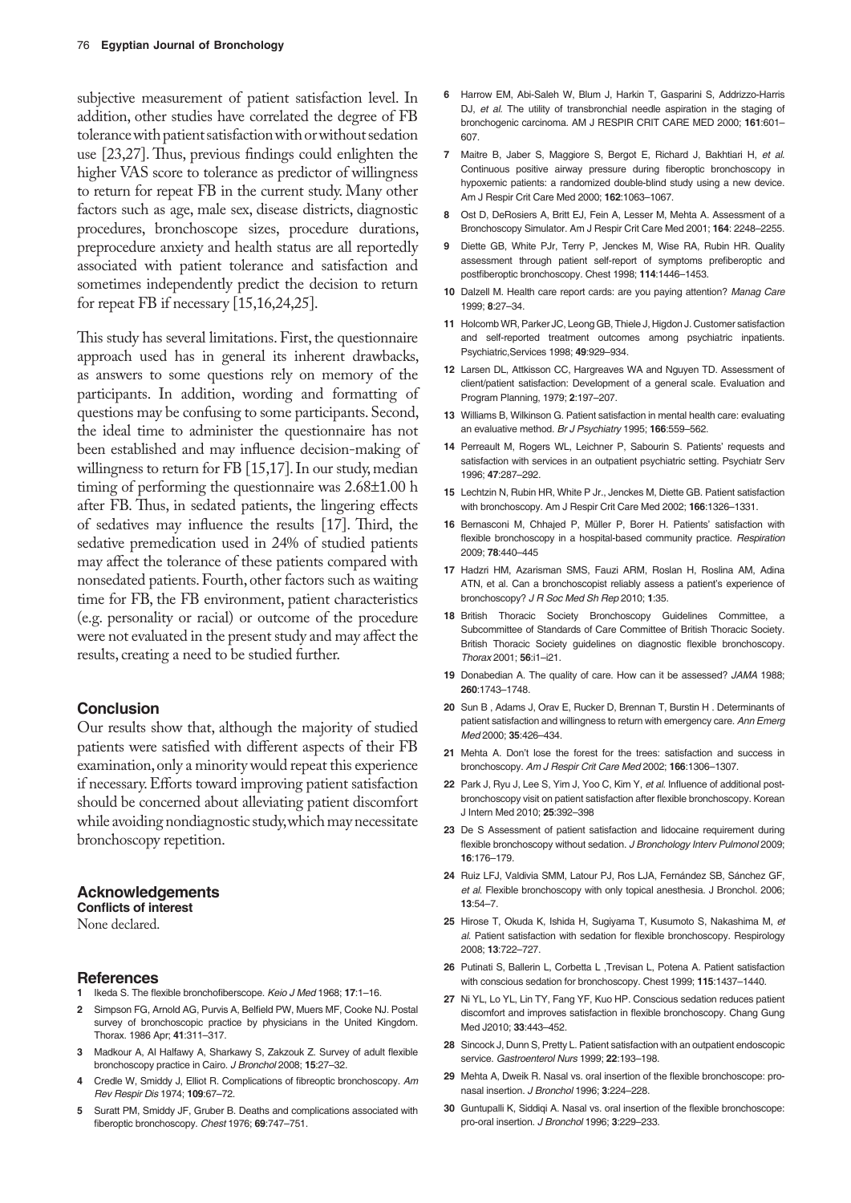subjective measurement of patient satisfaction level. In addition, other studies have correlated the degree of FB tolerance with patient satisfaction with or without sedation use [23,27]. Thus, previous findings could enlighten the higher VAS score to tolerance as predictor of willingness to return for repeat FB in the current study. Many other factors such as age, male sex, disease districts, diagnostic procedures, bronchoscope sizes, procedure durations, preprocedure anxiety and health status are all reportedly associated with patient tolerance and satisfaction and sometimes independently predict the decision to return for repeat FB if necessary [15,16,24,25].

This study has several limitations. First, the questionnaire approach used has in general its inherent drawbacks, as answers to some questions rely on memory of the participants. In addition, wording and formatting of questions may be confusing to some participants. Second, the ideal time to administer the questionnaire has not been established and may influence decision-making of willingness to return for FB [15,17]. In our study, median timing of performing the questionnaire was 2.68±1.00 h after FB. Thus, in sedated patients, the lingering effects of sedatives may influence the results [17]. Third, the sedative premedication used in 24% of studied patients may affect the tolerance of these patients compared with nonsedated patients. Fourth, other factors such as waiting time for FB, the FB environment, patient characteristics (e.g. personality or racial) or outcome of the procedure were not evaluated in the present study and may affect the results, creating a need to be studied further.

## Conclusion

Our results show that, although the majority of studied patients were satisfied with different aspects of their FB examination, only a minority would repeat this experience if necessary. Efforts toward improving patient satisfaction should be concerned about alleviating patient discomfort while avoiding nondiagnostic study, which may necessitate bronchoscopy repetition.

## Acknowledgements

**Conflicts of interest**

None declared.

## References

1. Ikeda S. The flexible bronchofiberscope. *Keio J Med* 1968; **17**:1–16.
2. Simpson FG, Arnold AG, Purvis A, Belfield PW, Muers MF, Cooke NJ. Postal survey of bronchoscopic practice by physicians in the United Kingdom. Thorax. 1986 Apr; **41**:311–317.
3. Madkour A, Al Halfawy A, Sharkawy S, Zakzouk Z. Survey of adult flexible bronchoscopy practice in Cairo. *J Bronchol* 2008; **15**:27–32.
4. Credle W, Smiddy J, Elliot R. Complications of fibreoptic bronchoscopy. *Am Rev Respir Dis* 1974; **109**:67–72.
5. Suratt PM, Smiddy JF, Gruber B. Deaths and complications associated with fiberoptic bronchoscopy. *Chest* 1976; **69**:747–751.
6. Harrow EM, Abi-Saleh W, Blum J, Harkin T, Gasparini S, Addrizzo-Harris DJ, *et al.* The utility of transbronchial needle aspiration in the staging of bronchogenic carcinoma. AM J RESPIR CRIT CARE MED 2000; **161**:601–607.
7. Maitre B, Jaber S, Maggiore S, Bergot E, Richard J, Bakhtiari H, *et al.* Continuous positive airway pressure during fiberoptic bronchoscopy in hypoxemic patients: a randomized double-blind study using a new device. Am J Respir Crit Care Med 2000; **162**:1063–1067.
8. Ost D, DeRosiers A, Britt EJ, Fein A, Lesser M, Mehta A. Assessment of a Bronchoscopy Simulator. Am J Respir Crit Care Med 2001; **164**: 2248–2255.
9. Diette GB, White PJr, Terry P, Jenckes M, Wise RA, Rubin HR. Quality assessment through patient self-report of symptoms prefiberoptic and postfiberoptic bronchoscopy. Chest 1998; **114**:1446–1453.
10. Dalzell M. Health care report cards: are you paying attention? *Manag Care* 1999; **8**:27–34.
11. Holcomb WR, Parker JC, Leong GB, Thiele J, Higdon J. Customer satisfaction and self-reported treatment outcomes among psychiatric inpatients. Psychiatric,Services 1998; **49**:929–934.
12. Larsen DL, Attkisson CC, Hargreaves WA and Nguyen TD. Assessment of client/patient satisfaction: Development of a general scale. Evaluation and Program Planning, 1979; **2**:197–207.
13. Williams B, Wilkinson G. Patient satisfaction in mental health care: evaluating an evaluative method. *Br J Psychiatry* 1995; **166**:559–562.
14. Perreault M, Rogers WL, Leichner P, Sabourin S. Patients' requests and satisfaction with services in an outpatient psychiatric setting. Psychiatr Serv 1996; **47**:287–292.
15. Lechtzin N, Rubin HR, White P Jr., Jenckes M, Diette GB. Patient satisfaction with bronchoscopy. Am J Respir Crit Care Med 2002; **166**:1326–1331.
16. Bernasconi M, Chhajed P, Müller P, Borer H. Patients' satisfaction with flexible bronchoscopy in a hospital-based community practice. *Respiration* 2009; **78**:440–445
17. Hadzri HM, Azarisman SMS, Fauzi ARM, Roslan H, Roslina AM, Adina ATN, et al. Can a bronchoscopist reliably assess a patient's experience of bronchoscopy? *J R Soc Med Sh Rep* 2010; **1**:35.
18. British Thoracic Society Bronchoscopy Guidelines Committee, a Subcommittee of Standards of Care Committee of British Thoracic Society. British Thoracic Society guidelines on diagnostic flexible bronchoscopy. *Thorax* 2001; **56**:i1–i21.
19. Donabedian A. The quality of care. How can it be assessed? *JAMA* 1988; **260**:1743–1748.
20. Sun B , Adams J, Orav E, Rucker D, Brennan T, Burstin H . Determinants of patient satisfaction and willingness to return with emergency care. *Ann Emerg Med* 2000; **35**:426–434.
21. Mehta A. Don't lose the forest for the trees: satisfaction and success in bronchoscopy. *Am J Respir Crit Care Med* 2002; **166**:1306–1307.
22. Park J, Ryu J, Lee S, Yim J, Yoo C, Kim Y, *et al.* Influence of additional post-bronchoscopy visit on patient satisfaction after flexible bronchoscopy. Korean J Intern Med 2010; **25**:392–398
23. De S Assessment of patient satisfaction and lidocaine requirement during flexible bronchoscopy without sedation. *J Bronchology Interv Pulmonol* 2009; **16**:176–179.
24. Ruiz LFJ, Valdivia SMM, Latour PJ, Ros LJA, Fernández SB, Sánchez GF, *et al.* Flexible bronchoscopy with only topical anesthesia. J Bronchol. 2006; **13**:54–7.
25. Hirose T, Okuda K, Ishida H, Sugiyama T, Kusumoto S, Nakashima M, *et al.* Patient satisfaction with sedation for flexible bronchoscopy. Respirology 2008; **13**:722–727.
26. Putinati S, Ballerin L, Corbetta L ,Trevisan L, Potena A. Patient satisfaction with conscious sedation for bronchoscopy. Chest 1999; **115**:1437–1440.
27. Ni YL, Lo YL, Lin TY, Fang YF, Kuo HP. Conscious sedation reduces patient discomfort and improves satisfaction in flexible bronchoscopy. Chang Gung Med J2010; **33**:443–452.
28. Sincock J, Dunn S, Pretty L. Patient satisfaction with an outpatient endoscopic service. *Gastroenterol Nurs* 1999; **22**:193–198.
29. Mehta A, Dweik R. Nasal vs. oral insertion of the flexible bronchoscope: pro-nasal insertion. *J Bronchol* 1996; **3**:224–228.
30. Guntupalli K, Siddiqi A. Nasal vs. oral insertion of the flexible bronchoscope: pro-oral insertion. *J Bronchol* 1996; **3**:229–233.